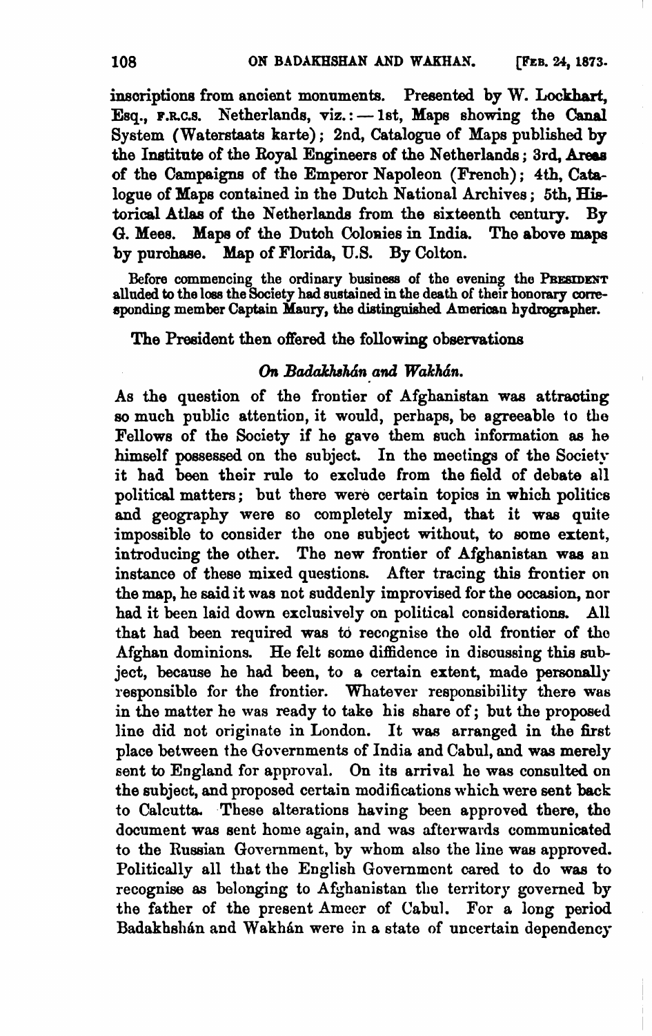inscriptions from ancient monuments. Presented by W. Lockhart, Esq., F.R.G.S. Netherlands, viz.: — 1st, Maps showing the Canal System (Waterstaats karte); 2nd, Catalogue of Maps published by the Institute of the Royal Engineers of the Netherlands; 3rd, Areas of the Campaigns of the Emperor Napoleon (French); 4th, Catalogue of Maps contained in the Dutch National Archives; 5th, Historical Atlas of the Netherlands from the sixteenth century. By G. Mees. Maps of the Dutch Colonies in India. The above maps by purchase. Map of Florida, U.S. By Colton.

Before commencing the ordinary business of the evening the PRESIDENT alluded to the loss the Society had sustained in the death of their honorary corresponding member Captain Maury, the distinguished American hydrographer.

The President then offered the following observations

## *On Badakhshán and Wakhán.*

As the question of the frontier of Afghanistan was attracting so much public attention, it would, perhaps, be agreeable to the Fellows of the Society if he gave them such information as he himself possessed on the subject. In the meetings of the Society it had been their rule to exclude from the field of debate all political matters; but there were certain topics in which politics and geography were so completely mixed, that it was quite impossible to consider the one subject without, to some extent, introducing the other. The new frontier of Afghanistan was an instance of these mixed questions. After tracing this frontier on the map, he said it was not suddenly improvised for the occasion, nor had it been laid down exclusively on political considerations. All that had been required was to recognise the old frontier of the Afghan dominions. He felt some diffidence in discussing this subject, because he had been, to a certain extent, made personally responsible for the frontier. Whatever responsibility there was in the matter he was ready to take his share of; but the proposed line did not originate in London. It was arranged in the first place between the Governments of India and Cabul, and was merely sent to England for approval. On its arrival he was consulted on the subject, and proposed certain modifications which were sent back to Calcutta. These alterations having been approved there, the document was sent home again, and was afterwards communicated to the Russian Government, by whom also the line was approved. Politically all that the English Government cared to do was to recognise as belonging to Afghanistan the territory governed by the father of the present Ameer of Cabul. For a long period Badakhshán and Wakhán were in a state of uncertain dependency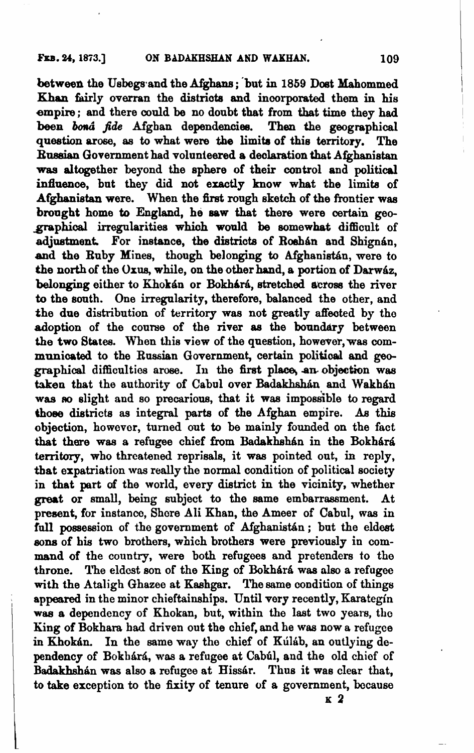between the Usbegs and the Afghans; but in 1859 Dost Mahommed Khan fairly overran the districts and incorporated them in his empire; and there could be no doubt that from that time they had been *boná fide* Afghan dependencies. Then the geographical question arose, as to what were the limits of this territory. The Russian Government had volunteered a declaration that Afghanistan was altogether beyond the sphere of their control and political influence, but they did not exactly know what the limits of Afghanistan were. When the first rough sketch of the frontier was brought home to England, he saw that there were certain geographical irregularities which would be somewhat difficult of adjustment. For instance, the districts of Roshán and Shignán, and the Ruby Mines, though belonging to Afghanistán, were to the north of the Oxus, while, on the other hand, a portion of Darwáz, belonging either to Khokán or Bokhárá, stretched across the river to the south. One irregularity, therefore, balanced the other, and the due distribution of territory was not greatly affected by the adoption of the course of the river as the boundary between the two States. When this view of the question, however, was communicated to the Russian Government, certain political and geographical difficulties arose. In the first place, an objection was taken that the authority of Cabul over Badakhshán and Wakhán was so slight and so precarious, that it was impossible to regard those districts as integral parts of the Afghan empire. As this objection, however, turned out to be mainly founded on the fact that there was a refugee chief from Badakhshán in the Bokhárá territory, who threatened reprisals, it was pointed out, in reply, that expatriation was really the normal condition of political society in that part of the world, every district in the vicinity, whether great or small, being subject to the same embarrassment. At present, for instance, Shere Ali Khan, the Ameer of Cabul, was in full possession of the government of Afghanistán; but the eldest sons of his two brothers, which brothers were previously in command of the country, were both refugees and pretenders to the throne. The eldest son of the King of Bokhárá was also a refugee with the Ataligh Ghazee at Kashgar. The same condition of things appeared in the minor chieftainships. Until very recently, Karategín was a dependency of Khokan, but, within the last two years, the King of Bokhara had driven out the chief, and he was now a refugee in Khokán. In the same way the chief of Kúláb, an outlying dependency of Bokhárá, was a refugee at Cabúl, and the old chief of Badakhshán was also a refugee at Hissár. Thus it was clear that, to take exception to the fixity of tenure of a government, because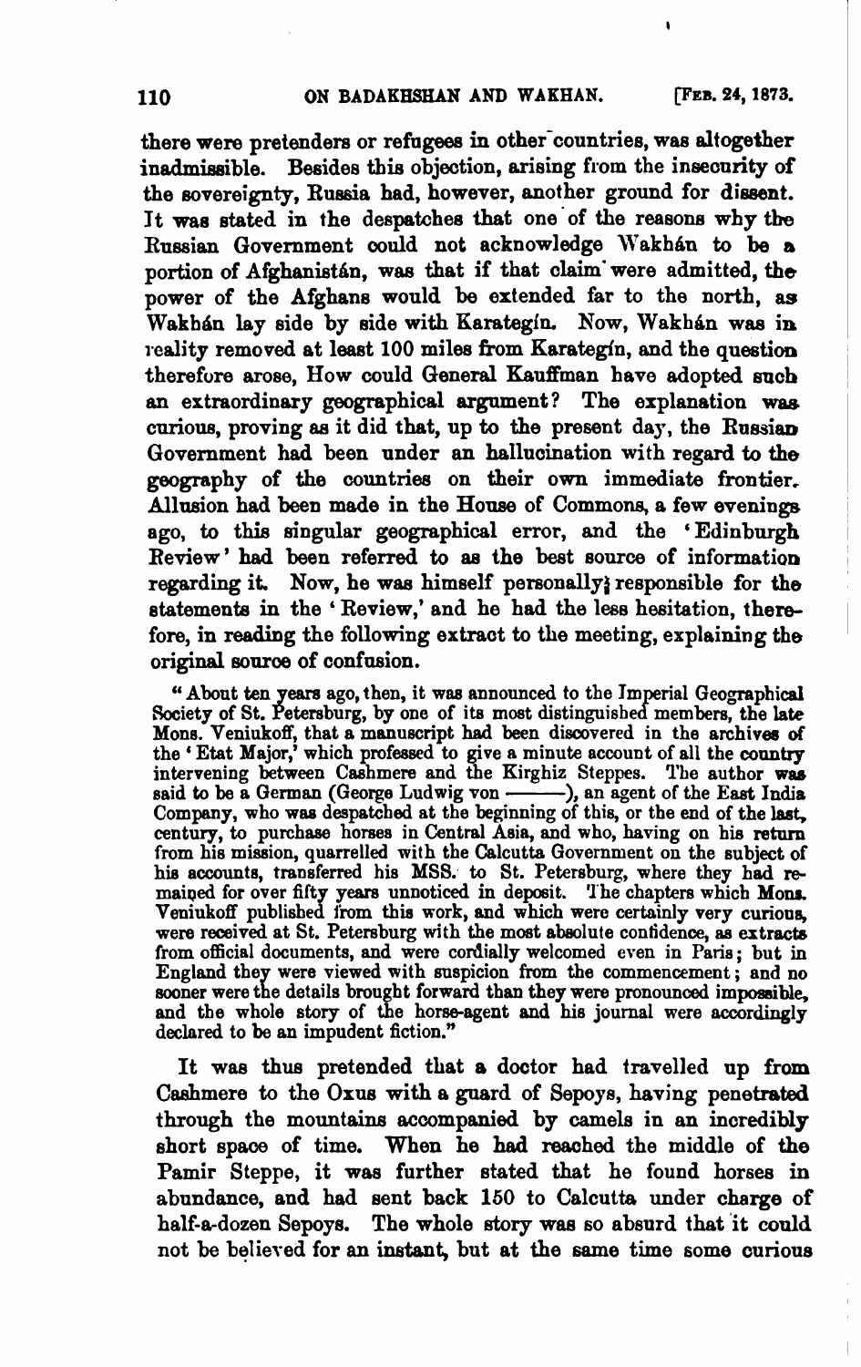there were pretenders or refugees in other countries, was altogether inadmissible. Besides this objection, arising from the insecurity of the sovereignty, Russia had, however, another ground for dissent. It was stated in the despatches that one of the reasons why the Russian Government could not acknowledge Wakhán to be a portion of Afghanistán, was that if that claim were admitted, the power of the Afghans would be extended far to the north, as Wakhán lay side by side with Karategín. Now, Wakhán was in reality removed at least 100 miles from Karategín, and the question therefore arose, How could General Kauffman have adopted such an extraordinary geographical argument? The explanation was curious, proving as it did that, up to the present day, the Russian Government had been under an hallucination with regard to the geography of the countries on their own immediate frontier. Allusion had been made in the House of Commons, a few evenings ago, to this singular geographical error, and the 'Edinburgh Review' had been referred to as the best source of information regarding it. Now, he was himself personally responsible for the statements in the 'Review,' and he had the less hesitation, therefore, in reading the following extract to the meeting, explaining the original source of confusion.

"About ten years ago, then, it was announced to the Imperial Geographical Society of St. Petersburg, by one of its most distinguished members, the late Mons. Veniukoff, that a manuscript had been discovered in the archives of the 'Etat Major,' which professed to give a minute account of all the country intervening between Cashmere and the Kirghiz Steppes. The author was said to be a German (George Ludwig von ———), an agent of the East India Company, who was despatched at the beginning of this, or the end of the last, century, to purchase horses in Central Asia, and who, having on his return from his mission, quarrelled with the Calcutta Government on the subject of his accounts, transferred his MSS. to St. Petersburg, where they had remained for over fifty years unnoticed in deposit. The chapters which Mons. Veniukoff published from this work, and which were certainly very curious, were received at St. Petersburg with the most absolute confidence, as extracts from official documents, and were cordially welcomed even in Paris; but in England they were viewed with suspicion from the commencement; and no sooner were the details brought forward than they were pronounced impossible, and the whole story of the horse-agent and his journal were accordingly declared to be an impudent fiction."

It was thus pretended that a doctor had travelled up from Cashmere to the Oxus with a guard of Sepoys, having penetrated through the mountains accompanied by camels in an incredibly short space of time. When he had reached the middle of the Pamir Steppe, it was further stated that he found horses in abundance, and had sent back 150 to Calcutta under charge of half-a-dozen Sepoys. The whole story was so absurd that it could not be believed for an instant, but at the same time some curious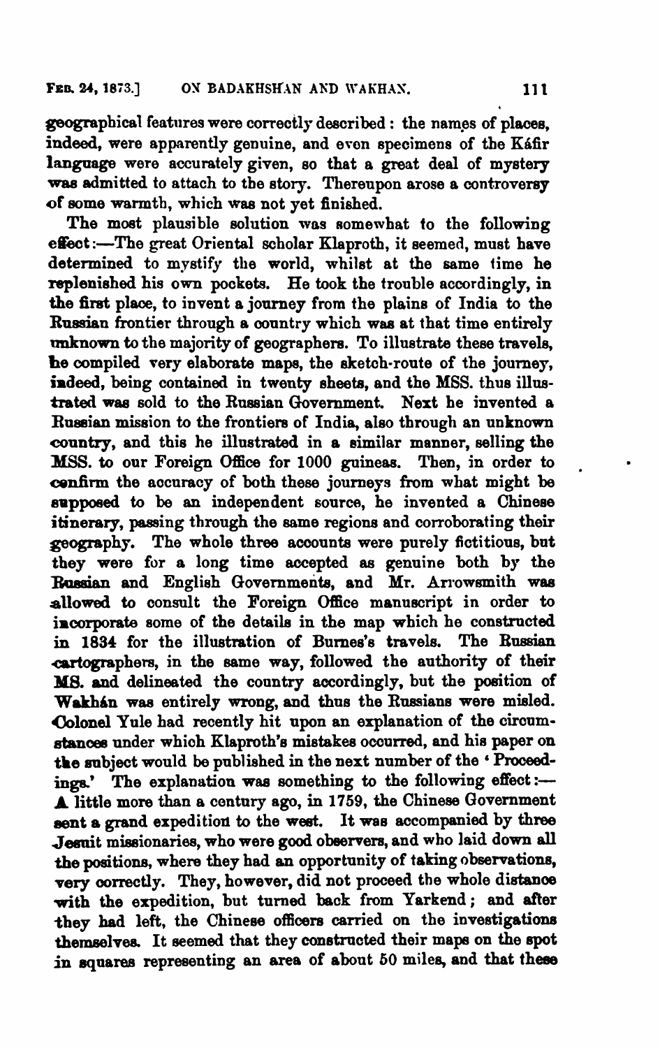geographical features were correctly described: the names of places, indeed, were apparently genuine, and even specimens of the Káfir language were accurately given, so that a great deal of mystery was admitted to attach to the story. Thereupon arose a controversy of some warmth, which was not yet finished.

The most plausible solution was somewhat to the following effect:—The great Oriental scholar Klaproth, it seemed, must have determined to mystify the world, whilst at the same time he replenished his own pockets. He took the trouble accordingly, in the first place, to invent a journey from the plains of India to the Russian frontier through a country which was at that time entirely unknown to the majority of geographers. To illustrate these travels, he compiled very elaborate maps, the sketch-route of the journey, indeed, being contained in twenty sheets, and the MSS. thus illustrated was sold to the Russian Government. Next he invented a Russian mission to the frontiers of India, also through an unknown country, and this he illustrated in a similar manner, selling the MSS. to our Foreign Office for 1000 guineas. Then, in order to confirm the accuracy of both these journeys from what might be supposed to be an independent source, he invented a Chinese itinerary, passing through the same regions and corroborating their geography. The whole three accounts were purely fictitious, but they were for a long time accepted as genuine both by the Russian and English Governments, and Mr. Arrowsmith was allowed to consult the Foreign Office manuscript in order to incorporate some of the details in the map which he constructed in 1834 for the illustration of Burnes's travels. The Russian cartographers, in the same way, followed the authority of their MS. and delineated the country accordingly, but the position of Wakhán was entirely wrong, and thus the Russians were misled. Colonel Yule had recently hit upon an explanation of the circumstances under which Klaproth's mistakes occurred, and his paper on the subject would be published in the next number of the 'Proceedings.' The explanation was something to the following effect:—A little more than a century ago, in 1759, the Chinese Government sent a grand expedition to the west. It was accompanied by three Jesuit missionaries, who were good observers, and who laid down all the positions, where they had an opportunity of taking observations, very correctly. They, however, did not proceed the whole distance with the expedition, but turned back from Yarkend; and after they had left, the Chinese officers carried on the investigations themselves. It seemed that they constructed their maps on the spot in squares representing an area of about 50 miles, and that these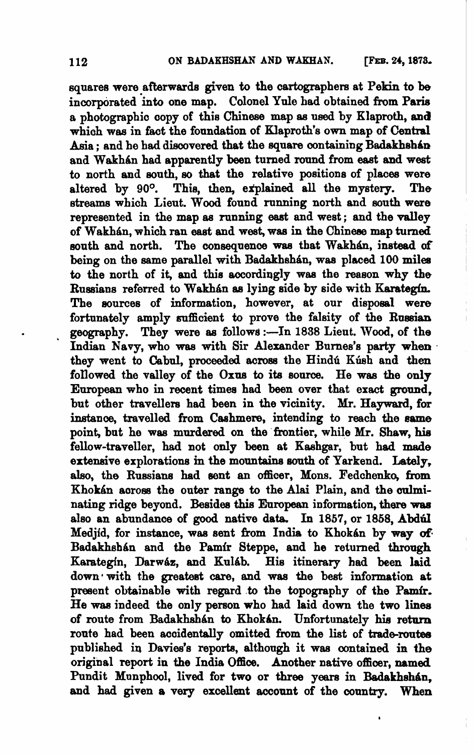squares were afterwards given to the cartographers at Pekin to be incorporated into one map. Colonel Yule had obtained from Paris a photographic copy of this Chinese map as used by Klaproth, and which was in fact the foundation of Klaproth's own map of Central Asia; and he had discovered that the square containing Badakhshán and Wakhán had apparently been turned round from east and west to north and south, so that the relative positions of places were altered by 90°. This, then, explained all the mystery. The streams which Lieut. Wood found running north and south were represented in the map as running east and west; and the valley of Wakhán, which ran east and west, was in the Chinese map turned south and north. The consequence was that Wakhán, instead of being on the same parallel with Badakhshán, was placed 100 miles to the north of it, and this accordingly was the reason why the Russians referred to Wakhán as lying side by side with Karategín. The sources of information, however, at our disposal were fortunately amply sufficient to prove the falsity of the Russian geography. They were as follows:—In 1838 Lieut. Wood, of the Indian Navy, who was with Sir Alexander Burnes's party when they went to Cabul, proceeded across the Hindú Kúsh and then followed the valley of the Oxus to its source. He was the only European who in recent times had been over that exact ground, but other travellers had been in the vicinity. Mr. Hayward, for instance, travelled from Cashmere, intending to reach the same point, but he was murdered on the frontier, while Mr. Shaw, his fellow-traveller, had not only been at Kashgar, but had made extensive explorations in the mountains south of Yarkend. Lately, also, the Russians had sent an officer, Mons. Fedchenko, from Khokán across the outer range to the Alai Plain, and the culminating ridge beyond. Besides this European information, there was also an abundance of good native data. In 1857, or 1858, Abdúl Medjíd, for instance, was sent from India to Khokán by way of Badakhshán and the Pamír Steppe, and he returned through Karategín, Darwáz, and Kuláb. His itinerary had been laid down with the greatest care, and was the best information at present obtainable with regard to the topography of the Pamír. He was indeed the only person who had laid down the two lines of route from Badakhshán to Khokán. Unfortunately his return route had been accidentally omitted from the list of trade-routes published in Davies's reports, although it was contained in the original report in the India Office. Another native officer, named Pundit Munphool, lived for two or three years in Badakhshán, and had given a very excellent account of the country. When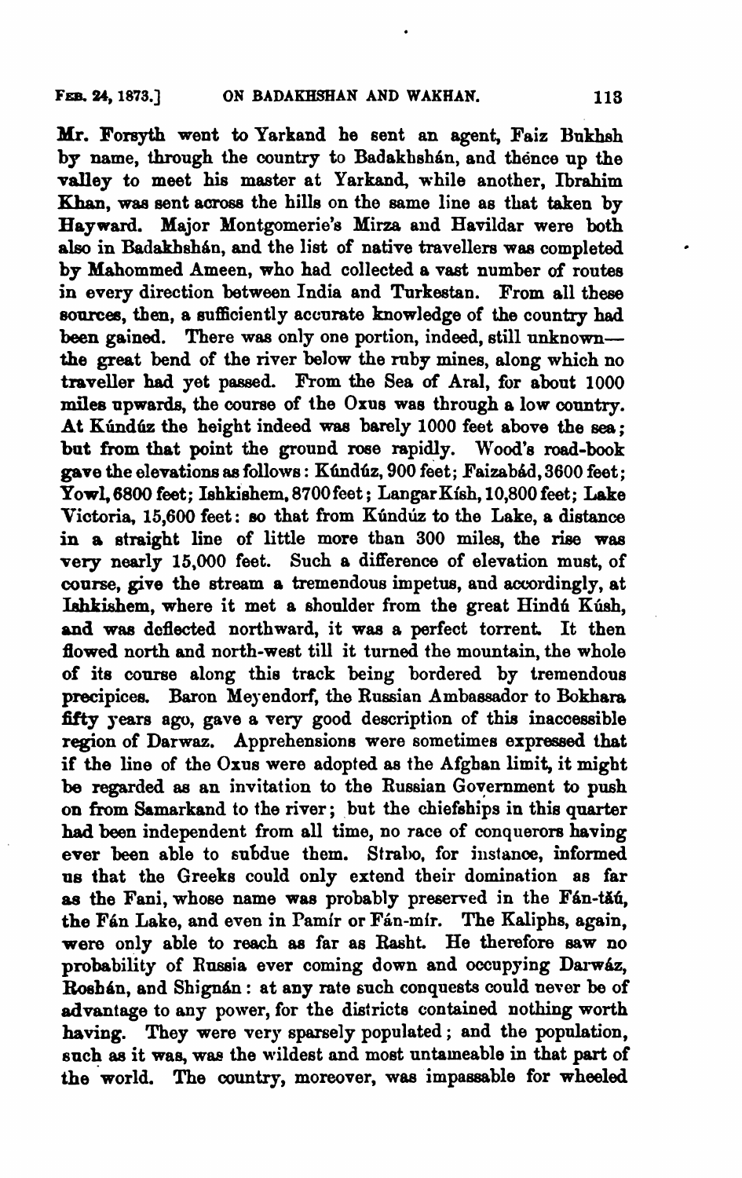Mr. Forsyth went to Yarkand he sent an agent, Faiz Bukhsh by name, through the country to Badakhshán, and thence up the valley to meet his master at Yarkand, while another, Ibrahim Khan, was sent across the hills on the same line as that taken by Hayward. Major Montgomerie's Mirza and Havildar were both also in Badakhshán, and the list of native travellers was completed by Mahommed Ameen, who had collected a vast number of routes in every direction between India and Turkestan. From all these sources, then, a sufficiently accurate knowledge of the country had been gained. There was only one portion, indeed, still unknown—the great bend of the river below the ruby mines, along which no traveller had yet passed. From the Sea of Aral, for about 1000 miles upwards, the course of the Oxus was through a low country. At Kúndúz the height indeed was barely 1000 feet above the sea; but from that point the ground rose rapidly. Wood's road-book gave the elevations as follows: Kúndúz, 900 feet; Faizabád, 3600 feet; Yowl, 6800 feet; Ishkishem, 8700 feet; Langar Kísh, 10,800 feet; Lake Victoria, 15,600 feet: so that from Kúndúz to the Lake, a distance in a straight line of little more than 300 miles, the rise was very nearly 15,000 feet. Such a difference of elevation must, of course, give the stream a tremendous impetus, and accordingly, at Ishkishem, where it met a shoulder from the great Hindú Kúsh, and was deflected northward, it was a perfect torrent. It then flowed north and north-west till it turned the mountain, the whole of its course along this track being bordered by tremendous precipices. Baron Meyendorf, the Russian Ambassador to Bokhara fifty years ago, gave a very good description of this inaccessible region of Darwaz. Apprehensions were sometimes expressed that if the line of the Oxus were adopted as the Afghan limit, it might be regarded as an invitation to the Russian Government to push on from Samarkand to the river; but the chiefships in this quarter had been independent from all time, no race of conquerors having ever been able to subdue them. Strabo, for instance, informed us that the Greeks could only extend their domination as far as the Fani, whose name was probably preserved in the Fán-táú, the Fán Lake, and even in Pamír or Fán-mír. The Kaliphs, again, were only able to reach as far as Rasht. He therefore saw no probability of Russia ever coming down and occupying Darwáz, Roshán, and Shignán: at any rate such conquests could never be of advantage to any power, for the districts contained nothing worth having. They were very sparsely populated; and the population, such as it was, was the wildest and most untameable in that part of the world. The country, moreover, was impassable for wheeled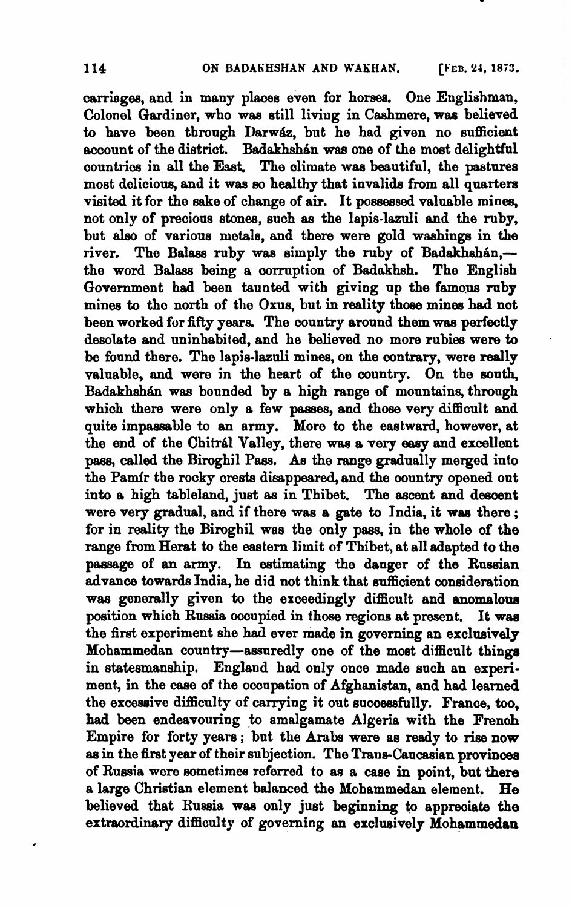carriages, and in many places even for horses. One Englishman, Colonel Gardiner, who was still living in Cashmere, was believed to have been through Darwáz, but he had given no sufficient account of the district. Badakhshán was one of the most delightful countries in all the East. The climate was beautiful, the pastures most delicious, and it was so healthy that invalids from all quarters visited it for the sake of change of air. It possessed valuable mines, not only of precious stones, such as the lapis-lazuli and the ruby, but also of various metals, and there were gold washings in the river. The Balass ruby was simply the ruby of Badakhshán,—the word Balass being a corruption of Badakhsh. The English Government had been taunted with giving up the famous ruby mines to the north of the Oxus, but in reality those mines had not been worked for fifty years. The country around them was perfectly desolate and uninhabited, and he believed no more rubies were to be found there. The lapis-lazuli mines, on the contrary, were really valuable, and were in the heart of the country. On the south, Badakhshán was bounded by a high range of mountains, through which there were only a few passes, and those very difficult and quite impassable to an army. More to the eastward, however, at the end of the Chitrál Valley, there was a very easy and excellent pass, called the Biroghil Pass. As the range gradually merged into the Pamír the rocky crests disappeared, and the country opened out into a high tableland, just as in Thibet. The ascent and descent were very gradual, and if there was a gate to India, it was there; for in reality the Biroghil was the only pass, in the whole of the range from Herat to the eastern limit of Thibet, at all adapted to the passage of an army. In estimating the danger of the Russian advance towards India, he did not think that sufficient consideration was generally given to the exceedingly difficult and anomalous position which Russia occupied in those regions at present. It was the first experiment she had ever made in governing an exclusively Mohammedan country—assuredly one of the most difficult things in statesmanship. England had only once made such an experiment, in the case of the occupation of Afghanistan, and had learned the excessive difficulty of carrying it out successfully. France, too, had been endeavouring to amalgamate Algeria with the French Empire for forty years; but the Arabs were as ready to rise now as in the first year of their subjection. The Trans-Caucasian provinces of Russia were sometimes referred to as a case in point, but there a large Christian element balanced the Mohammedan element. He believed that Russia was only just beginning to appreciate the extraordinary difficulty of governing an exclusively Mohammedan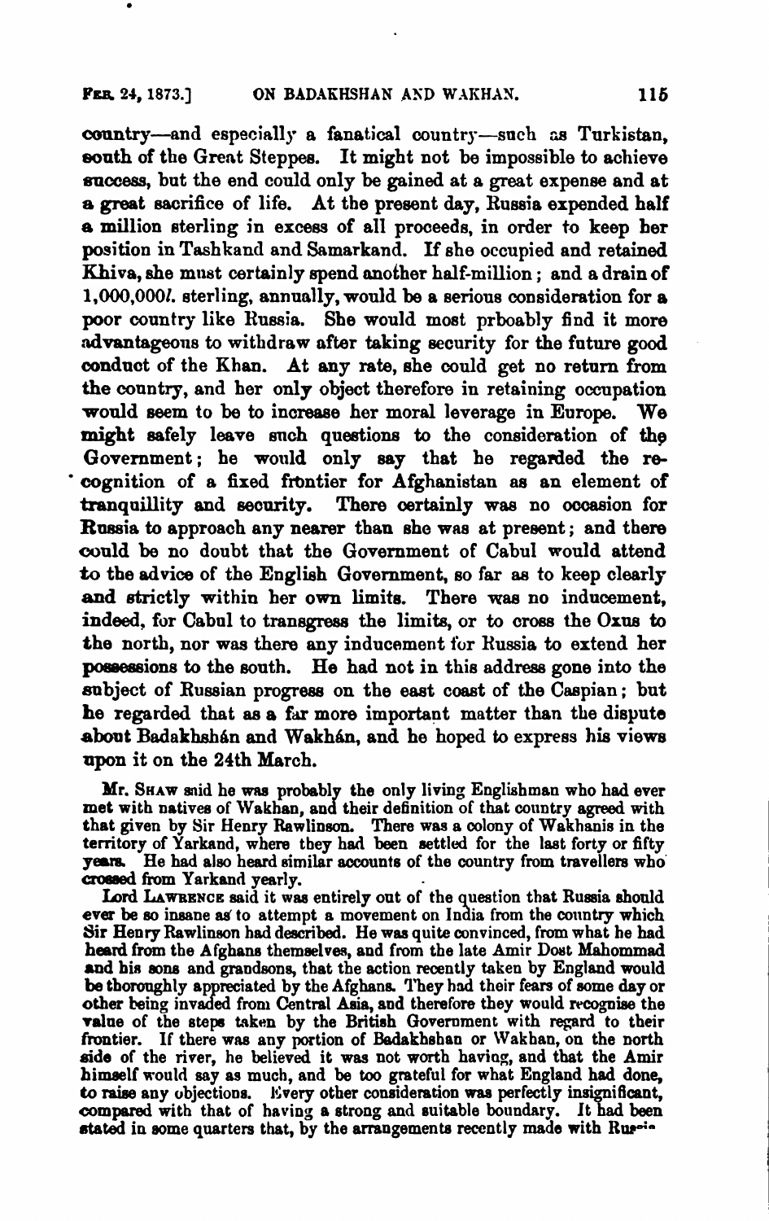country—and especially a fanatical country—such as Turkistan, south of the Great Steppes. It might not be impossible to achieve success, but the end could only be gained at a great expense and at a great sacrifice of life. At the present day, Russia expended half a million sterling in excess of all proceeds, in order to keep her position in Tashkand and Samarkand. If she occupied and retained Khiva, she must certainly spend another half-million; and a drain of 1,000,000*l.* sterling, annually, would be a serious consideration for a poor country like Russia. She would most prboably find it more advantageous to withdraw after taking security for the future good conduct of the Khan. At any rate, she could get no return from the country, and her only object therefore in retaining occupation would seem to be to increase her moral leverage in Europe. We might safely leave such questions to the consideration of the Government; he would only say that he regarded the recognition of a fixed frontier for Afghanistan as an element of tranquillity and security. There certainly was no occasion for Russia to approach any nearer than she was at present; and there could be no doubt that the Government of Cabul would attend to the advice of the English Government, so far as to keep clearly and strictly within her own limits. There was no inducement, indeed, for Cabul to transgress the limits, or to cross the Oxus to the north, nor was there any inducement for Russia to extend her possessions to the south. He had not in this address gone into the subject of Russian progress on the east coast of the Caspian; but he regarded that as a far more important matter than the dispute about Badakhshán and Wakhán, and he hoped to express his views upon it on the 24th March.

Mr. Shaw said he was probably the only living Englishman who had ever met with natives of Wakhan, and their definition of that country agreed with that given by Sir Henry Rawlinson. There was a colony of Wakhanis in the territory of Yarkand, where they had been settled for the last forty or fifty years. He had also heard similar accounts of the country from travellers who crossed from Yarkand yearly.

Lord Lawrence said it was entirely out of the question that Russia should ever be so insane as to attempt a movement on India from the country which Sir Henry Rawlinson had described. He was quite convinced, from what he had heard from the Afghans themselves, and from the late Amir Dost Mahommad and his sons and grandsons, that the action recently taken by England would be thoroughly appreciated by the Afghans. They had their fears of some day or other being invaded from Central Asia, and therefore they would recognise the value of the steps taken by the British Government with regard to their frontier. If there was any portion of Badakhshan or Wakhan, on the north side of the river, he believed it was not worth having, and that the Amir himself would say as much, and be too grateful for what England had done, to raise any objections. Every other consideration was perfectly insignificant, compared with that of having a strong and suitable boundary. It had been stated in some quarters that, by the arrangements recently made with Russia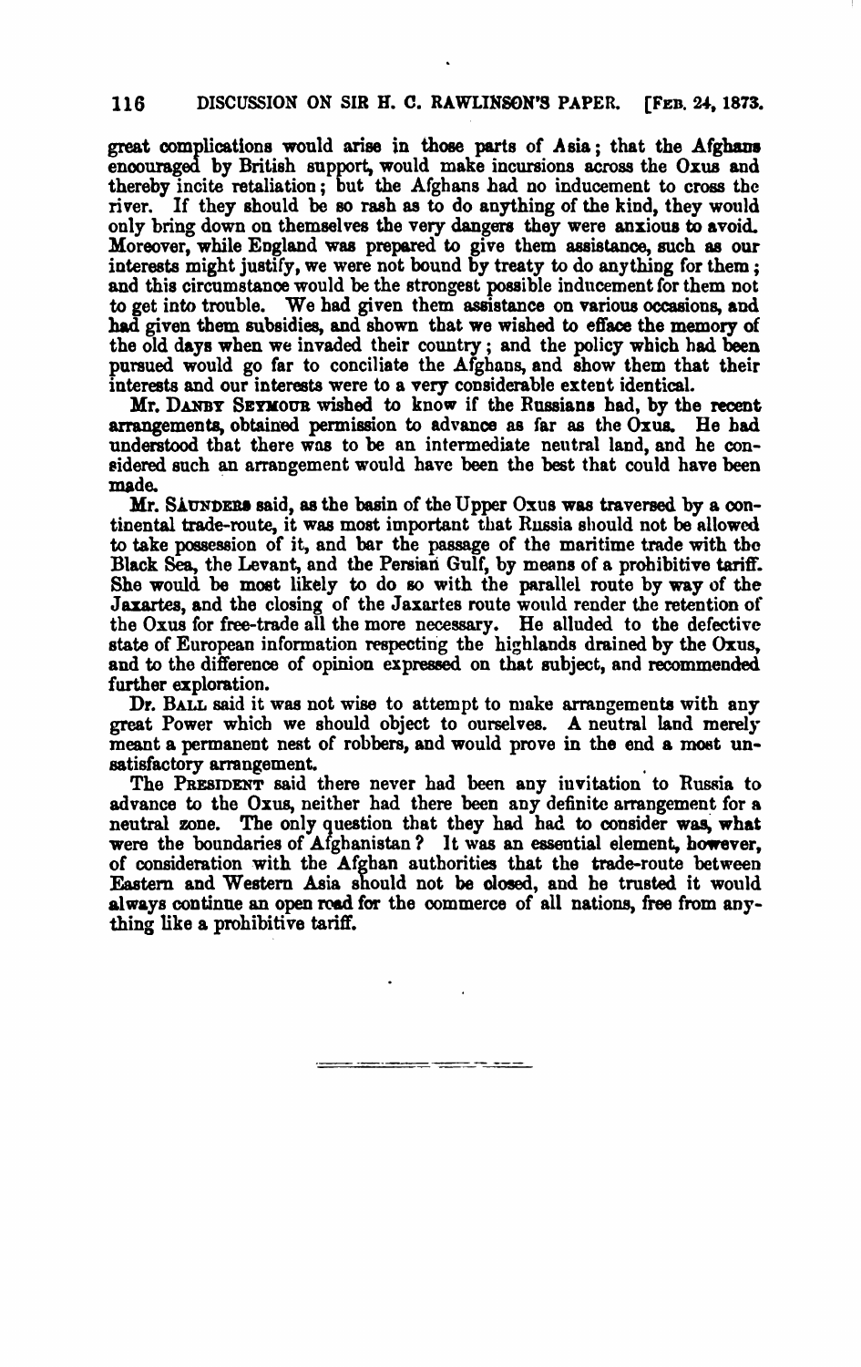great complications would arise in those parts of Asia; that the Afghans encouraged by British support, would make incursions across the Oxus and thereby incite retaliation; but the Afghans had no inducement to cross the river. If they should be so rash as to do anything of the kind, they would only bring down on themselves the very dangers they were anxious to avoid. Moreover, while England was prepared to give them assistance, such as our interests might justify, we were not bound by treaty to do anything for them; and this circumstance would be the strongest possible inducement for them not to get into trouble. We had given them assistance on various occasions, and had given them subsidies, and shown that we wished to efface the memory of the old days when we invaded their country; and the policy which had been pursued would go far to conciliate the Afghans, and show them that their interests and our interests were to a very considerable extent identical.

Mr. Danby Seymour wished to know if the Russians had, by the recent arrangements, obtained permission to advance as far as the Oxus. He had understood that there was to be an intermediate neutral land, and he considered such an arrangement would have been the best that could have been made.

Mr. Saunders said, as the basin of the Upper Oxus was traversed by a continental trade-route, it was most important that Russia should not be allowed to take possession of it, and bar the passage of the maritime trade with the Black Sea, the Levant, and the Persian Gulf, by means of a prohibitive tariff. She would be most likely to do so with the parallel route by way of the Jaxartes, and the closing of the Jaxartes route would render the retention of the Oxus for free-trade all the more necessary. He alluded to the defective state of European information respecting the highlands drained by the Oxus, and to the difference of opinion expressed on that subject, and recommended further exploration.

Dr. Ball said it was not wise to attempt to make arrangements with any great Power which we should object to ourselves. A neutral land merely meant a permanent nest of robbers, and would prove in the end a most unsatisfactory arrangement.

The President said there never had been any invitation to Russia to advance to the Oxus, neither had there been any definite arrangement for a neutral zone. The only question that they had had to consider was, what were the boundaries of Afghanistan? It was an essential element, however, of consideration with the Afghan authorities that the trade-route between Eastern and Western Asia should not be closed, and he trusted it would always continue an open road for the commerce of all nations, free from anything like a prohibitive tariff.